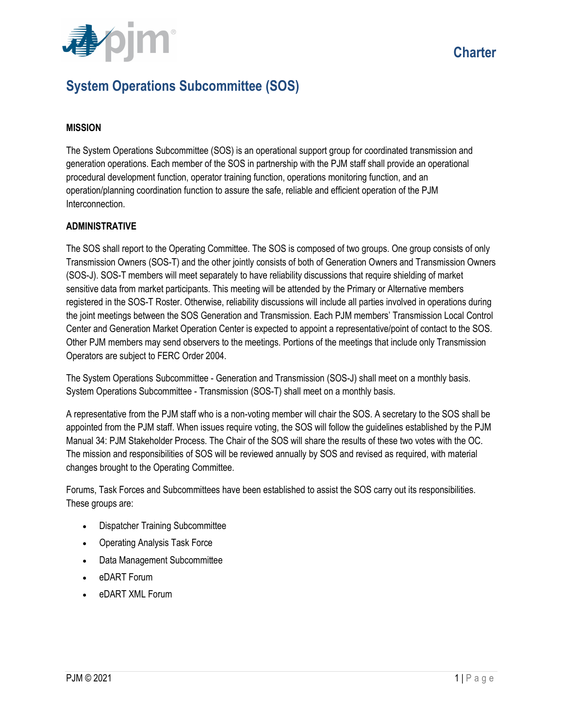Charter

# System Operations Subcommittee (SOS)

## MISSION

The System Operations Subcommittee (SOS) is an operational support group for coordinated transmission and generation operations. Each member of the SOS in partnership with the PJM staff shall provide an operational procedural development function, operator training function, operations monitoring function, and an operation/planning coordination function to assure the safe, reliable and efficient operation of the PJM Interconnection.

## ADMINISTRATIVE

The SOS shall report to the Operating Committee. The SOS is composed of two groups. One group consists of only Transmission Owners (SOS-T) and the other jointly consists of both of Generation Owners and Transmission Owners (SOS-J). SOS-T members will meet separately to have reliability discussions that require shielding of market sensitive data from market participants. This meeting will be attended by the Primary or Alternative members registered in the SOS-T Roster. Otherwise, reliability discussions will include all parties involved in operations during the joint meetings between the SOS Generation and Transmission. Each PJM members' Transmission Local Control Center and Generation Market Operation Center is expected to appoint a representative/point of contact to the SOS. Other PJM members may send observers to the meetings. Portions of the meetings that include only Transmission Operators are subject to FERC Order 2004.

The System Operations Subcommittee - Generation and Transmission (SOS-J) shall meet on a monthly basis. System Operations Subcommittee - Transmission (SOS-T) shall meet on a monthly basis.

A representative from the PJM staff who is a non-voting member will chair the SOS. A secretary to the SOS shall be appointed from the PJM staff. When issues require voting, the SOS will follow the guidelines established by the PJM Manual 34: PJM Stakeholder Process. The Chair of the SOS will share the results of these two votes with the OC. The mission and responsibilities of SOS will be reviewed annually by SOS and revised as required, with material changes brought to the Operating Committee.

Forums, Task Forces and Subcommittees have been established to assist the SOS carry out its responsibilities. These groups are:

- Dispatcher Training Subcommittee
- Operating Analysis Task Force
- Data Management Subcommittee
- eDART Forum
- eDART XML Forum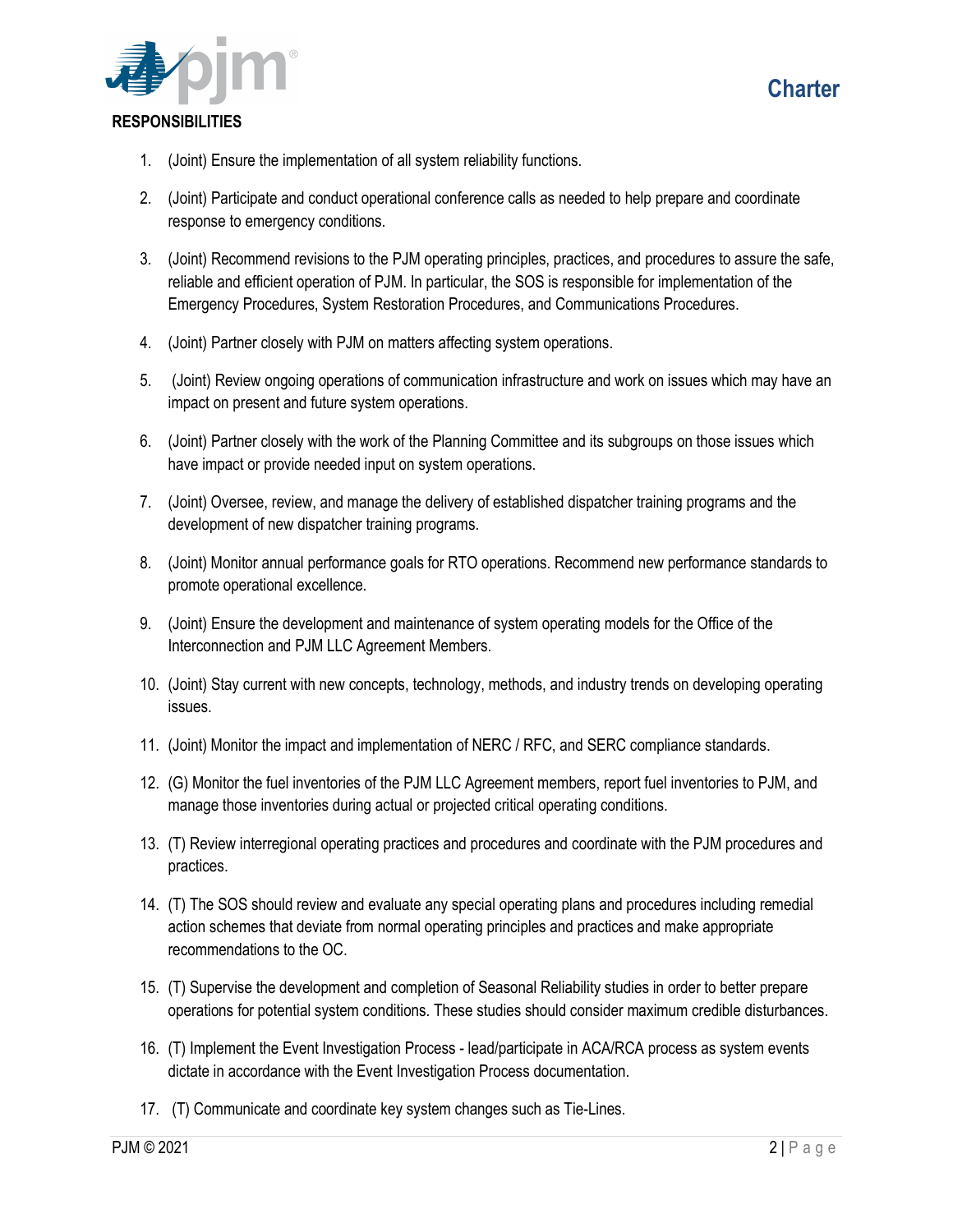## RESPONSIBILITIES

1. (Joint) Ensure the implementation of all system reliability functions.
2. (Joint) Participate and conduct operational conference calls as needed to help prepare and coordinate response to emergency conditions.
3. (Joint) Recommend revisions to the PJM operating principles, practices, and procedures to assure the safe, reliable and efficient operation of PJM. In particular, the SOS is responsible for implementation of the Emergency Procedures, System Restoration Procedures, and Communications Procedures.
4. (Joint) Partner closely with PJM on matters affecting system operations.
5. (Joint) Review ongoing operations of communication infrastructure and work on issues which may have an impact on present and future system operations.
6. (Joint) Partner closely with the work of the Planning Committee and its subgroups on those issues which have impact or provide needed input on system operations.
7. (Joint) Oversee, review, and manage the delivery of established dispatcher training programs and the development of new dispatcher training programs.
8. (Joint) Monitor annual performance goals for RTO operations. Recommend new performance standards to promote operational excellence.
9. (Joint) Ensure the development and maintenance of system operating models for the Office of the Interconnection and PJM LLC Agreement Members.
10. (Joint) Stay current with new concepts, technology, methods, and industry trends on developing operating issues.
11. (Joint) Monitor the impact and implementation of NERC / RFC, and SERC compliance standards.
12. (G) Monitor the fuel inventories of the PJM LLC Agreement members, report fuel inventories to PJM, and manage those inventories during actual or projected critical operating conditions.
13. (T) Review interregional operating practices and procedures and coordinate with the PJM procedures and practices.
14. (T) The SOS should review and evaluate any special operating plans and procedures including remedial action schemes that deviate from normal operating principles and practices and make appropriate recommendations to the OC.
15. (T) Supervise the development and completion of Seasonal Reliability studies in order to better prepare operations for potential system conditions. These studies should consider maximum credible disturbances.
16. (T) Implement the Event Investigation Process - lead/participate in ACA/RCA process as system events dictate in accordance with the Event Investigation Process documentation.
17. (T) Communicate and coordinate key system changes such as Tie-Lines.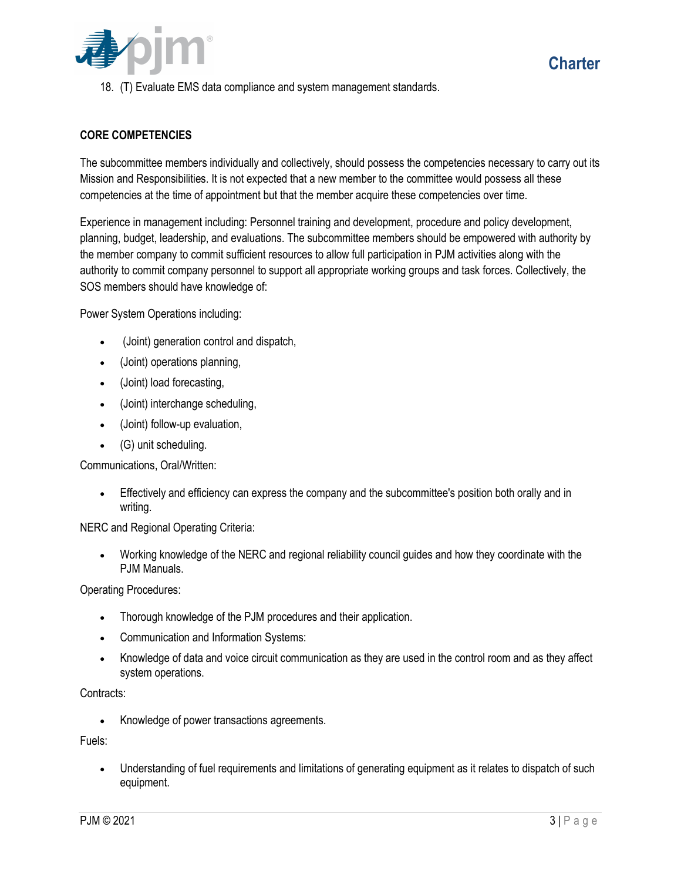18. (T) Evaluate EMS data compliance and system management standards.

**CORE COMPETENCIES**

The subcommittee members individually and collectively, should possess the competencies necessary to carry out its Mission and Responsibilities. It is not expected that a new member to the committee would possess all these competencies at the time of appointment but that the member acquire these competencies over time.

Experience in management including: Personnel training and development, procedure and policy development, planning, budget, leadership, and evaluations. The subcommittee members should be empowered with authority by the member company to commit sufficient resources to allow full participation in PJM activities along with the authority to commit company personnel to support all appropriate working groups and task forces. Collectively, the SOS members should have knowledge of:

Power System Operations including:

- (Joint) generation control and dispatch,
- (Joint) operations planning,
- (Joint) load forecasting,
- (Joint) interchange scheduling,
- (Joint) follow-up evaluation,
- (G) unit scheduling.

Communications, Oral/Written:

- Effectively and efficiency can express the company and the subcommittee's position both orally and in writing.

NERC and Regional Operating Criteria:

- Working knowledge of the NERC and regional reliability council guides and how they coordinate with the PJM Manuals.

Operating Procedures:

- Thorough knowledge of the PJM procedures and their application.
- Communication and Information Systems:
- Knowledge of data and voice circuit communication as they are used in the control room and as they affect system operations.

Contracts:

- Knowledge of power transactions agreements.

Fuels:

- Understanding of fuel requirements and limitations of generating equipment as it relates to dispatch of such equipment.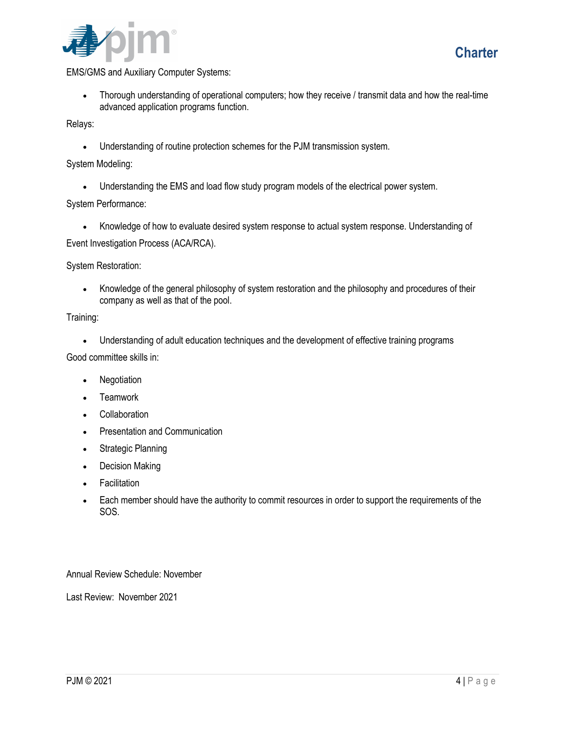EMS/GMS and Auxiliary Computer Systems:

- Thorough understanding of operational computers; how they receive / transmit data and how the real-time advanced application programs function.

Relays:

- Understanding of routine protection schemes for the PJM transmission system.

System Modeling:

- Understanding the EMS and load flow study program models of the electrical power system.

System Performance:

- Knowledge of how to evaluate desired system response to actual system response. Understanding of

Event Investigation Process (ACA/RCA).

System Restoration:

- Knowledge of the general philosophy of system restoration and the philosophy and procedures of their company as well as that of the pool.

Training:

- Understanding of adult education techniques and the development of effective training programs

Good committee skills in:

- Negotiation
- Teamwork
- Collaboration
- Presentation and Communication
- Strategic Planning
- Decision Making
- Facilitation
- Each member should have the authority to commit resources in order to support the requirements of the SOS.

Annual Review Schedule: November

Last Review: November 2021